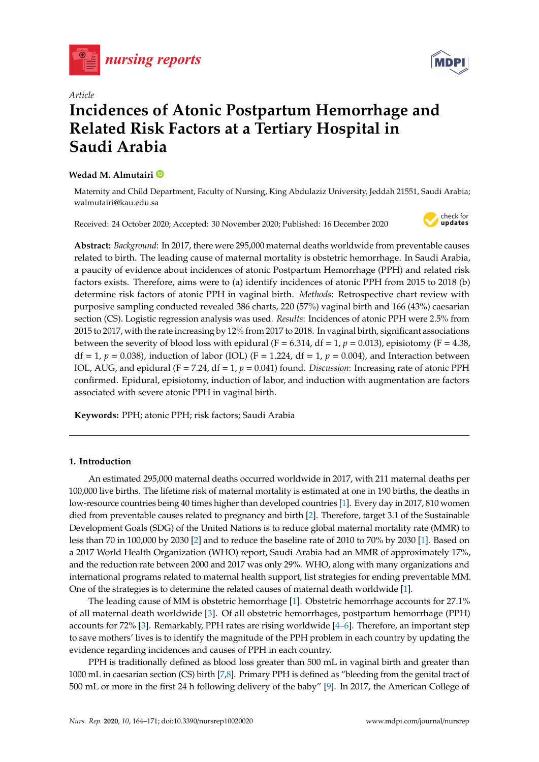*Article*

# Incidences of Atonic Postpartum Hemorrhage and Related Risk Factors at a Tertiary Hospital in Saudi Arabia

**Wedad M. Almutairi**

Maternity and Child Department, Faculty of Nursing, King Abdulaziz University, Jeddah 21551, Saudi Arabia; walmutairi@kau.edu.sa

Received: 24 October 2020; Accepted: 30 November 2020; Published: 16 December 2020

**Abstract:** *Background*: In 2017, there were 295,000 maternal deaths worldwide from preventable causes related to birth. The leading cause of maternal mortality is obstetric hemorrhage. In Saudi Arabia, a paucity of evidence about incidences of atonic Postpartum Hemorrhage (PPH) and related risk factors exists. Therefore, aims were to (a) identify incidences of atonic PPH from 2015 to 2018 (b) determine risk factors of atonic PPH in vaginal birth. *Methods*: Retrospective chart review with purposive sampling conducted revealed 386 charts, 220 (57%) vaginal birth and 166 (43%) caesarian section (CS). Logistic regression analysis was used. *Results*: Incidences of atonic PPH were 2.5% from 2015 to 2017, with the rate increasing by 12% from 2017 to 2018. In vaginal birth, significant associations between the severity of blood loss with epidural ($F = 6.314$, $df = 1$, $p = 0.013$), episiotomy ($F = 4.38$, $df = 1$, $p = 0.038$), induction of labor (IOL) ($F = 1.224$, $df = 1$, $p = 0.004$), and Interaction between IOL, AUG, and epidural ($F = 7.24$, $df = 1$, $p = 0.041$) found. *Discussion*: Increasing rate of atonic PPH confirmed. Epidural, episiotomy, induction of labor, and induction with augmentation are factors associated with severe atonic PPH in vaginal birth.

**Keywords:** PPH; atonic PPH; risk factors; Saudi Arabia

## 1. Introduction

An estimated 295,000 maternal deaths occurred worldwide in 2017, with 211 maternal deaths per 100,000 live births. The lifetime risk of maternal mortality is estimated at one in 190 births, the deaths in low-resource countries being 40 times higher than developed countries [1]. Every day in 2017, 810 women died from preventable causes related to pregnancy and birth [2]. Therefore, target 3.1 of the Sustainable Development Goals (SDG) of the United Nations is to reduce global maternal mortality rate (MMR) to less than 70 in 100,000 by 2030 [2] and to reduce the baseline rate of 2010 to 70% by 2030 [1]. Based on a 2017 World Health Organization (WHO) report, Saudi Arabia had an MMR of approximately 17%, and the reduction rate between 2000 and 2017 was only 29%. WHO, along with many organizations and international programs related to maternal health support, list strategies for ending preventable MM. One of the strategies is to determine the related causes of maternal death worldwide [1].

The leading cause of MM is obstetric hemorrhage [1]. Obstetric hemorrhage accounts for 27.1% of all maternal death worldwide [3]. Of all obstetric hemorrhages, postpartum hemorrhage (PPH) accounts for 72% [3]. Remarkably, PPH rates are rising worldwide [4–6]. Therefore, an important step to save mothers' lives is to identify the magnitude of the PPH problem in each country by updating the evidence regarding incidences and causes of PPH in each country.

PPH is traditionally defined as blood loss greater than 500 mL in vaginal birth and greater than 1000 mL in caesarian section (CS) birth [7,8]. Primary PPH is defined as "bleeding from the genital tract of 500 mL or more in the first 24 h following delivery of the baby" [9]. In 2017, the American College of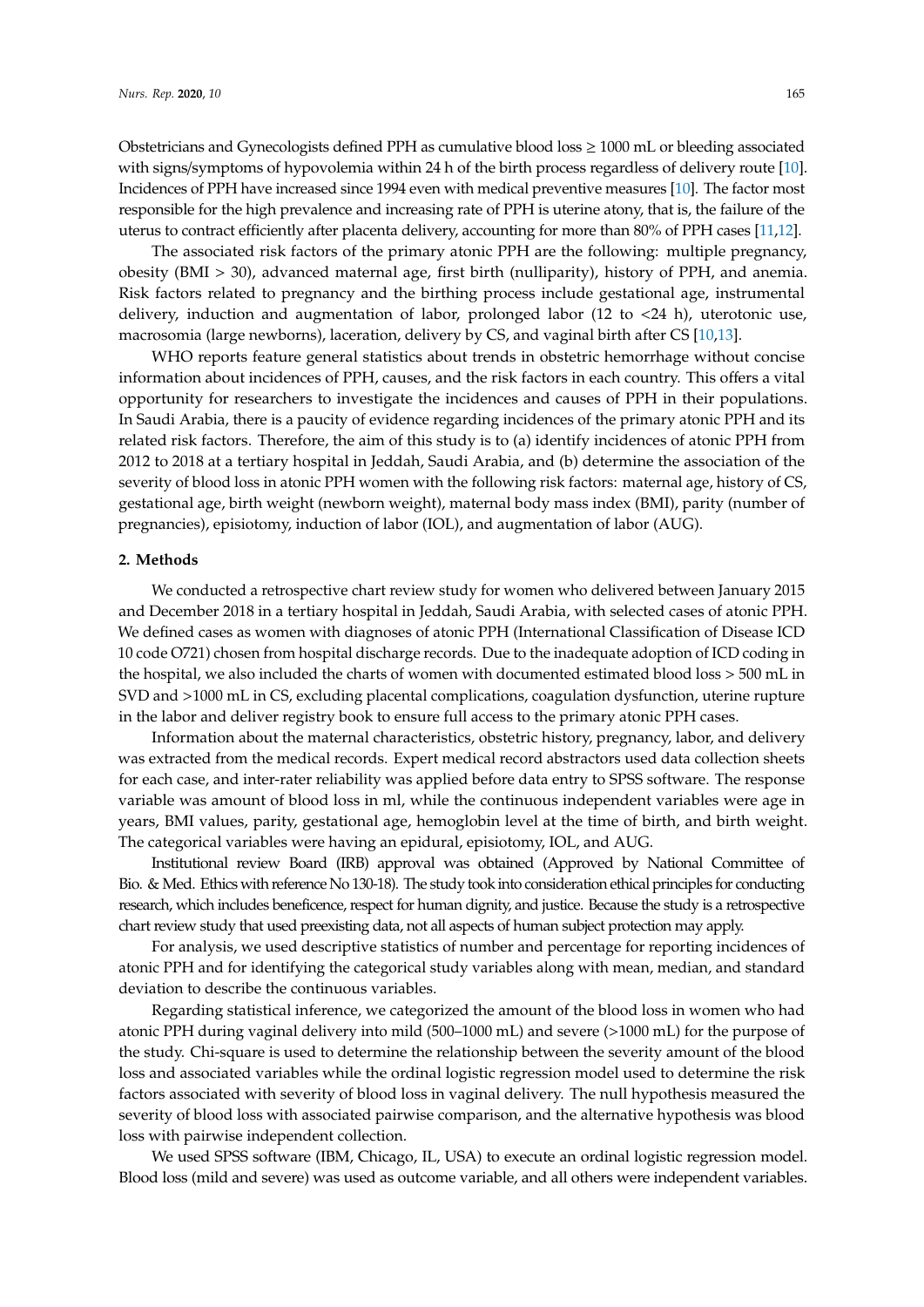Obstetricians and Gynecologists defined PPH as cumulative blood loss ≥ 1000 mL or bleeding associated with signs/symptoms of hypovolemia within 24 h of the birth process regardless of delivery route [10]. Incidences of PPH have increased since 1994 even with medical preventive measures [10]. The factor most responsible for the high prevalence and increasing rate of PPH is uterine atony, that is, the failure of the uterus to contract efficiently after placenta delivery, accounting for more than 80% of PPH cases [11,12].

The associated risk factors of the primary atonic PPH are the following: multiple pregnancy, obesity (BMI > 30), advanced maternal age, first birth (nulliparity), history of PPH, and anemia. Risk factors related to pregnancy and the birthing process include gestational age, instrumental delivery, induction and augmentation of labor, prolonged labor (12 to <24 h), uterotonic use, macrosomia (large newborns), laceration, delivery by CS, and vaginal birth after CS [10,13].

WHO reports feature general statistics about trends in obstetric hemorrhage without concise information about incidences of PPH, causes, and the risk factors in each country. This offers a vital opportunity for researchers to investigate the incidences and causes of PPH in their populations. In Saudi Arabia, there is a paucity of evidence regarding incidences of the primary atonic PPH and its related risk factors. Therefore, the aim of this study is to (a) identify incidences of atonic PPH from 2012 to 2018 at a tertiary hospital in Jeddah, Saudi Arabia, and (b) determine the association of the severity of blood loss in atonic PPH women with the following risk factors: maternal age, history of CS, gestational age, birth weight (newborn weight), maternal body mass index (BMI), parity (number of pregnancies), episiotomy, induction of labor (IOL), and augmentation of labor (AUG).

## 2. Methods

We conducted a retrospective chart review study for women who delivered between January 2015 and December 2018 in a tertiary hospital in Jeddah, Saudi Arabia, with selected cases of atonic PPH. We defined cases as women with diagnoses of atonic PPH (International Classification of Disease ICD 10 code O721) chosen from hospital discharge records. Due to the inadequate adoption of ICD coding in the hospital, we also included the charts of women with documented estimated blood loss > 500 mL in SVD and >1000 mL in CS, excluding placental complications, coagulation dysfunction, uterine rupture in the labor and deliver registry book to ensure full access to the primary atonic PPH cases.

Information about the maternal characteristics, obstetric history, pregnancy, labor, and delivery was extracted from the medical records. Expert medical record abstractors used data collection sheets for each case, and inter-rater reliability was applied before data entry to SPSS software. The response variable was amount of blood loss in ml, while the continuous independent variables were age in years, BMI values, parity, gestational age, hemoglobin level at the time of birth, and birth weight. The categorical variables were having an epidural, episiotomy, IOL, and AUG.

Institutional review Board (IRB) approval was obtained (Approved by National Committee of Bio. & Med. Ethics with reference No 130-18). The study took into consideration ethical principles for conducting research, which includes beneficence, respect for human dignity, and justice. Because the study is a retrospective chart review study that used preexisting data, not all aspects of human subject protection may apply.

For analysis, we used descriptive statistics of number and percentage for reporting incidences of atonic PPH and for identifying the categorical study variables along with mean, median, and standard deviation to describe the continuous variables.

Regarding statistical inference, we categorized the amount of the blood loss in women who had atonic PPH during vaginal delivery into mild (500–1000 mL) and severe (>1000 mL) for the purpose of the study. Chi-square is used to determine the relationship between the severity amount of the blood loss and associated variables while the ordinal logistic regression model used to determine the risk factors associated with severity of blood loss in vaginal delivery. The null hypothesis measured the severity of blood loss with associated pairwise comparison, and the alternative hypothesis was blood loss with pairwise independent collection.

We used SPSS software (IBM, Chicago, IL, USA) to execute an ordinal logistic regression model. Blood loss (mild and severe) was used as outcome variable, and all others were independent variables.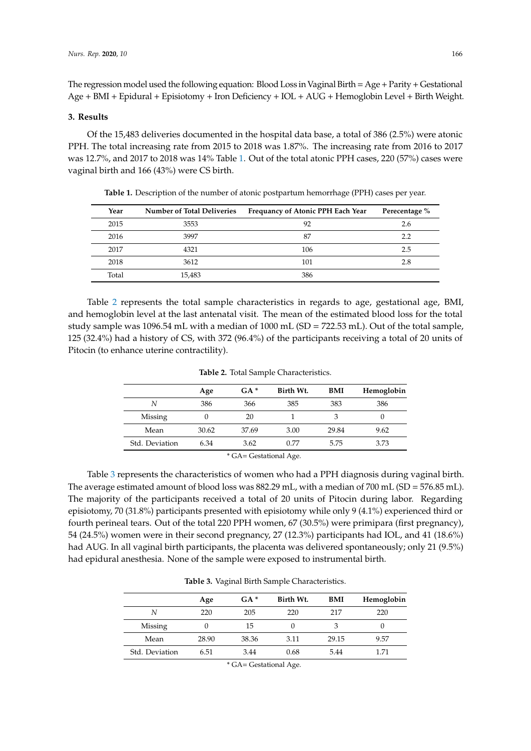The regression model used the following equation: Blood Loss in Vaginal Birth = Age + Parity + Gestational Age + BMI + Epidural + Episiotomy + Iron Deficiency + IOL + AUG + Hemoglobin Level + Birth Weight.

## 3. Results

Of the 15,483 deliveries documented in the hospital data base, a total of 386 (2.5%) were atonic PPH. The total increasing rate from 2015 to 2018 was 1.87%. The increasing rate from 2016 to 2017 was 12.7%, and 2017 to 2018 was 14% Table 1. Out of the total atonic PPH cases, 220 (57%) cases were vaginal birth and 166 (43%) were CS birth.

**Table 1.** Description of the number of atonic postpartum hemorrhage (PPH) cases per year.

| Year | Number of Total Deliveries | Frequancy of Atonic PPH Each Year | Perecentage % |
|---|---|---|---|
| 2015 | 3553 | 92 | 2.6 |
| 2016 | 3997 | 87 | 2.2 |
| 2017 | 4321 | 106 | 2.5 |
| 2018 | 3612 | 101 | 2.8 |
| Total | 15,483 | 386 | |

Table 2 represents the total sample characteristics in regards to age, gestational age, BMI, and hemoglobin level at the last antenatal visit. The mean of the estimated blood loss for the total study sample was 1096.54 mL with a median of 1000 mL (SD = 722.53 mL). Out of the total sample, 125 (32.4%) had a history of CS, with 372 (96.4%) of the participants receiving a total of 20 units of Pitocin (to enhance uterine contractility).

**Table 2.** Total Sample Characteristics.

| | Age | GA * | Birth Wt. | BMI | Hemoglobin |
|---|---|---|---|---|---|
| *N* | 386 | 366 | 385 | 383 | 386 |
| Missing | 0 | 20 | 1 | 3 | 0 |
| Mean | 30.62 | 37.69 | 3.00 | 29.84 | 9.62 |
| Std. Deviation | 6.34 | 3.62 | 0.77 | 5.75 | 3.73 |

\* GA= Gestational Age.

Table 3 represents the characteristics of women who had a PPH diagnosis during vaginal birth. The average estimated amount of blood loss was 882.29 mL, with a median of 700 mL (SD = 576.85 mL). The majority of the participants received a total of 20 units of Pitocin during labor. Regarding episiotomy, 70 (31.8%) participants presented with episiotomy while only 9 (4.1%) experienced third or fourth perineal tears. Out of the total 220 PPH women, 67 (30.5%) were primipara (first pregnancy), 54 (24.5%) women were in their second pregnancy, 27 (12.3%) participants had IOL, and 41 (18.6%) had AUG. In all vaginal birth participants, the placenta was delivered spontaneously; only 21 (9.5%) had epidural anesthesia. None of the sample were exposed to instrumental birth.

**Table 3.** Vaginal Birth Sample Characteristics.

| | Age | GA * | Birth Wt. | BMI | Hemoglobin |
|---|---|---|---|---|---|
| *N* | 220 | 205 | 220 | 217 | 220 |
| Missing | 0 | 15 | 0 | 3 | 0 |
| Mean | 28.90 | 38.36 | 3.11 | 29.15 | 9.57 |
| Std. Deviation | 6.51 | 3.44 | 0.68 | 5.44 | 1.71 |

\* GA= Gestational Age.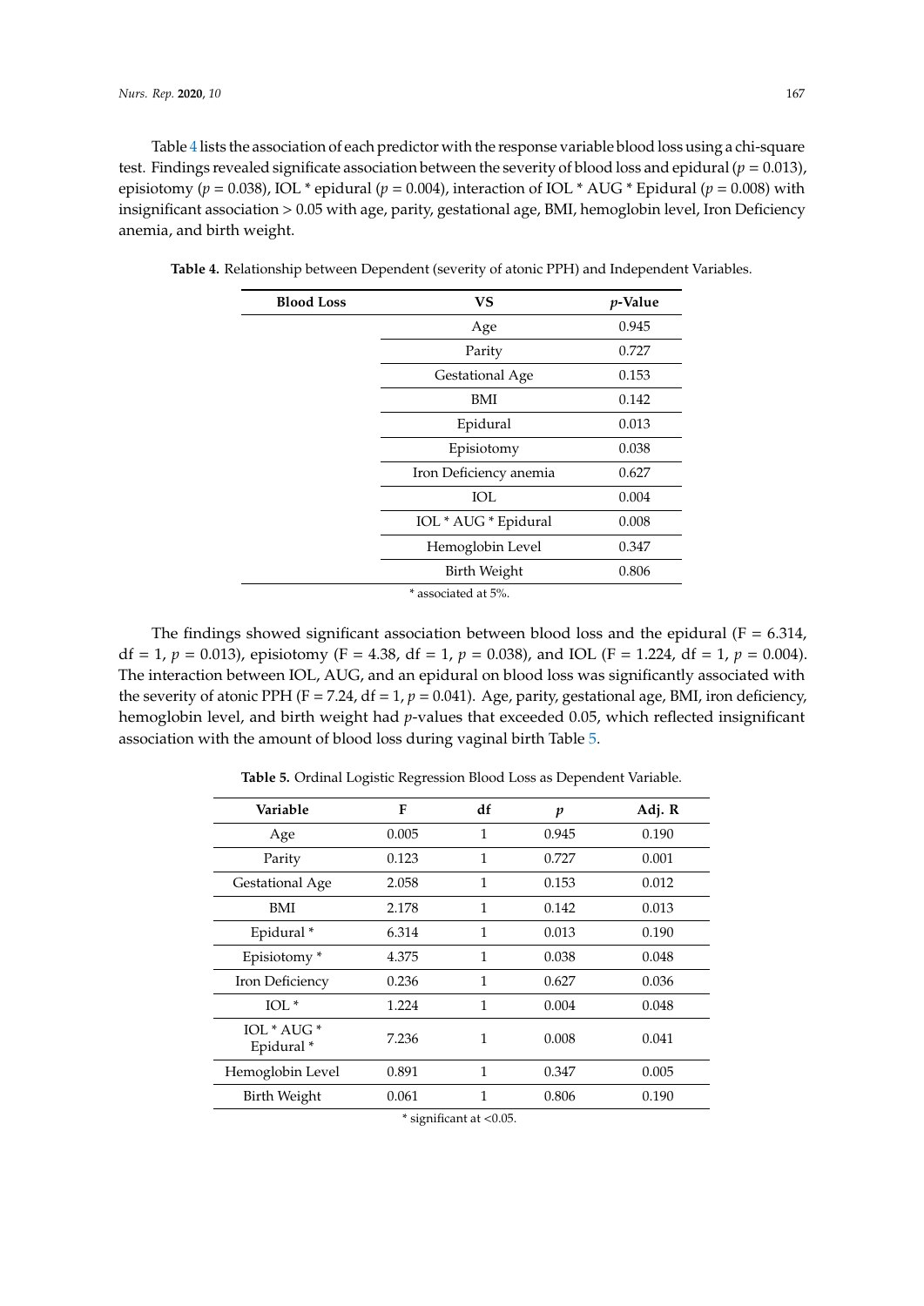Table 4 lists the association of each predictor with the response variable blood loss using a chi-square test. Findings revealed significate association between the severity of blood loss and epidural ($p = 0.013$), episiotomy ($p = 0.038$), IOL * epidural ($p = 0.004$), interaction of IOL * AUG * Epidural ($p = 0.008$) with insignificant association > 0.05 with age, parity, gestational age, BMI, hemoglobin level, Iron Deficiency anemia, and birth weight.

**Table 4.** Relationship between Dependent (severity of atonic PPH) and Independent Variables.

| Blood Loss | VS | *p*-Value |
|---|---|---|
| | Age | 0.945 |
| | Parity | 0.727 |
| | Gestational Age | 0.153 |
| | BMI | 0.142 |
| | Epidural | 0.013 |
| | Episiotomy | 0.038 |
| | Iron Deficiency anemia | 0.627 |
| | IOL | 0.004 |
| | IOL * AUG * Epidural | 0.008 |
| | Hemoglobin Level | 0.347 |
| | Birth Weight | 0.806 |

\* associated at 5%.

The findings showed significant association between blood loss and the epidural ($F = 6.314$, $df = 1$, $p = 0.013$), episiotomy ($F = 4.38$, $df = 1$, $p = 0.038$), and IOL ($F = 1.224$, $df = 1$, $p = 0.004$). The interaction between IOL, AUG, and an epidural on blood loss was significantly associated with the severity of atonic PPH ($F = 7.24$, $df = 1$, $p = 0.041$). Age, parity, gestational age, BMI, iron deficiency, hemoglobin level, and birth weight had *p*-values that exceeded 0.05, which reflected insignificant association with the amount of blood loss during vaginal birth Table 5.

**Table 5.** Ordinal Logistic Regression Blood Loss as Dependent Variable.

| Variable | F | df | *p* | Adj. R |
|---|---|---|---|---|
| Age | 0.005 | 1 | 0.945 | 0.190 |
| Parity | 0.123 | 1 | 0.727 | 0.001 |
| Gestational Age | 2.058 | 1 | 0.153 | 0.012 |
| BMI | 2.178 | 1 | 0.142 | 0.013 |
| Epidural * | 6.314 | 1 | 0.013 | 0.190 |
| Episiotomy * | 4.375 | 1 | 0.038 | 0.048 |
| Iron Deficiency | 0.236 | 1 | 0.627 | 0.036 |
| IOL * | 1.224 | 1 | 0.004 | 0.048 |
| IOL * AUG * Epidural * | 7.236 | 1 | 0.008 | 0.041 |
| Hemoglobin Level | 0.891 | 1 | 0.347 | 0.005 |
| Birth Weight | 0.061 | 1 | 0.806 | 0.190 |

\* significant at <0.05.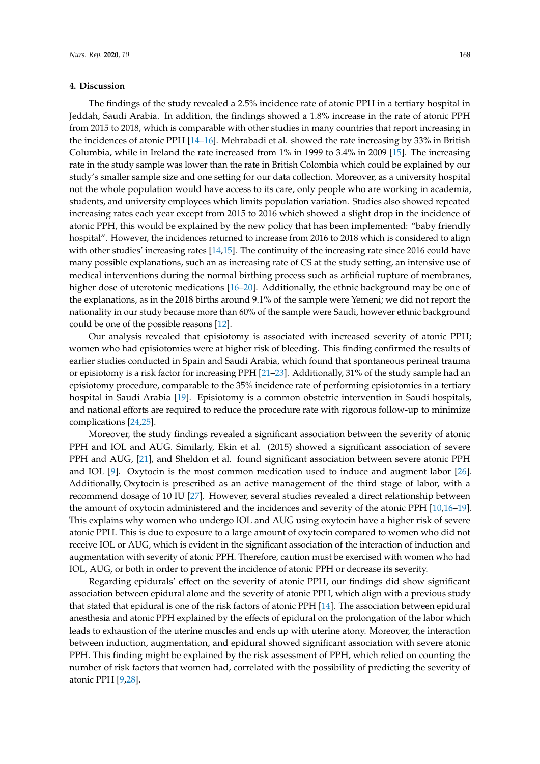## 4. Discussion

The findings of the study revealed a 2.5% incidence rate of atonic PPH in a tertiary hospital in Jeddah, Saudi Arabia. In addition, the findings showed a 1.8% increase in the rate of atonic PPH from 2015 to 2018, which is comparable with other studies in many countries that report increasing in the incidences of atonic PPH [14–16]. Mehrabadi et al. showed the rate increasing by 33% in British Columbia, while in Ireland the rate increased from 1% in 1999 to 3.4% in 2009 [15]. The increasing rate in the study sample was lower than the rate in British Colombia which could be explained by our study's smaller sample size and one setting for our data collection. Moreover, as a university hospital not the whole population would have access to its care, only people who are working in academia, students, and university employees which limits population variation. Studies also showed repeated increasing rates each year except from 2015 to 2016 which showed a slight drop in the incidence of atonic PPH, this would be explained by the new policy that has been implemented: "baby friendly hospital". However, the incidences returned to increase from 2016 to 2018 which is considered to align with other studies' increasing rates [14,15]. The continuity of the increasing rate since 2016 could have many possible explanations, such an as increasing rate of CS at the study setting, an intensive use of medical interventions during the normal birthing process such as artificial rupture of membranes, higher dose of uterotonic medications [16–20]. Additionally, the ethnic background may be one of the explanations, as in the 2018 births around 9.1% of the sample were Yemeni; we did not report the nationality in our study because more than 60% of the sample were Saudi, however ethnic background could be one of the possible reasons [12].

Our analysis revealed that episiotomy is associated with increased severity of atonic PPH; women who had episiotomies were at higher risk of bleeding. This finding confirmed the results of earlier studies conducted in Spain and Saudi Arabia, which found that spontaneous perineal trauma or episiotomy is a risk factor for increasing PPH [21–23]. Additionally, 31% of the study sample had an episiotomy procedure, comparable to the 35% incidence rate of performing episiotomies in a tertiary hospital in Saudi Arabia [19]. Episiotomy is a common obstetric intervention in Saudi hospitals, and national efforts are required to reduce the procedure rate with rigorous follow-up to minimize complications [24,25].

Moreover, the study findings revealed a significant association between the severity of atonic PPH and IOL and AUG. Similarly, Ekin et al. (2015) showed a significant association of severe PPH and AUG, [21], and Sheldon et al. found significant association between severe atonic PPH and IOL [9]. Oxytocin is the most common medication used to induce and augment labor [26]. Additionally, Oxytocin is prescribed as an active management of the third stage of labor, with a recommend dosage of 10 IU [27]. However, several studies revealed a direct relationship between the amount of oxytocin administered and the incidences and severity of the atonic PPH [10,16–19]. This explains why women who undergo IOL and AUG using oxytocin have a higher risk of severe atonic PPH. This is due to exposure to a large amount of oxytocin compared to women who did not receive IOL or AUG, which is evident in the significant association of the interaction of induction and augmentation with severity of atonic PPH. Therefore, caution must be exercised with women who had IOL, AUG, or both in order to prevent the incidence of atonic PPH or decrease its severity.

Regarding epidurals' effect on the severity of atonic PPH, our findings did show significant association between epidural alone and the severity of atonic PPH, which align with a previous study that stated that epidural is one of the risk factors of atonic PPH [14]. The association between epidural anesthesia and atonic PPH explained by the effects of epidural on the prolongation of the labor which leads to exhaustion of the uterine muscles and ends up with uterine atony. Moreover, the interaction between induction, augmentation, and epidural showed significant association with severe atonic PPH. This finding might be explained by the risk assessment of PPH, which relied on counting the number of risk factors that women had, correlated with the possibility of predicting the severity of atonic PPH [9,28].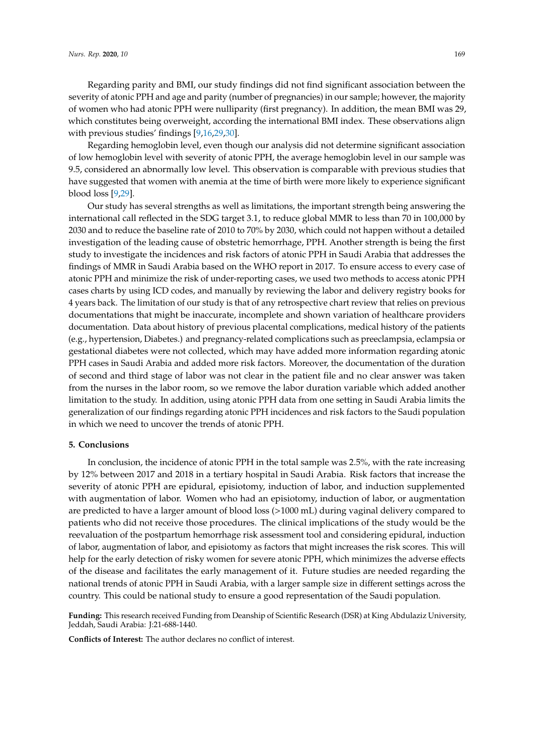Regarding parity and BMI, our study findings did not find significant association between the severity of atonic PPH and age and parity (number of pregnancies) in our sample; however, the majority of women who had atonic PPH were nulliparity (first pregnancy). In addition, the mean BMI was 29, which constitutes being overweight, according the international BMI index. These observations align with previous studies' findings [9,16,29,30].

Regarding hemoglobin level, even though our analysis did not determine significant association of low hemoglobin level with severity of atonic PPH, the average hemoglobin level in our sample was 9.5, considered an abnormally low level. This observation is comparable with previous studies that have suggested that women with anemia at the time of birth were more likely to experience significant blood loss [9,29].

Our study has several strengths as well as limitations, the important strength being answering the international call reflected in the SDG target 3.1, to reduce global MMR to less than 70 in 100,000 by 2030 and to reduce the baseline rate of 2010 to 70% by 2030, which could not happen without a detailed investigation of the leading cause of obstetric hemorrhage, PPH. Another strength is being the first study to investigate the incidences and risk factors of atonic PPH in Saudi Arabia that addresses the findings of MMR in Saudi Arabia based on the WHO report in 2017. To ensure access to every case of atonic PPH and minimize the risk of under-reporting cases, we used two methods to access atonic PPH cases charts by using ICD codes, and manually by reviewing the labor and delivery registry books for 4 years back. The limitation of our study is that of any retrospective chart review that relies on previous documentations that might be inaccurate, incomplete and shown variation of healthcare providers documentation. Data about history of previous placental complications, medical history of the patients (e.g., hypertension, Diabetes.) and pregnancy-related complications such as preeclampsia, eclampsia or gestational diabetes were not collected, which may have added more information regarding atonic PPH cases in Saudi Arabia and added more risk factors. Moreover, the documentation of the duration of second and third stage of labor was not clear in the patient file and no clear answer was taken from the nurses in the labor room, so we remove the labor duration variable which added another limitation to the study. In addition, using atonic PPH data from one setting in Saudi Arabia limits the generalization of our findings regarding atonic PPH incidences and risk factors to the Saudi population in which we need to uncover the trends of atonic PPH.

## 5. Conclusions

In conclusion, the incidence of atonic PPH in the total sample was 2.5%, with the rate increasing by 12% between 2017 and 2018 in a tertiary hospital in Saudi Arabia. Risk factors that increase the severity of atonic PPH are epidural, episiotomy, induction of labor, and induction supplemented with augmentation of labor. Women who had an episiotomy, induction of labor, or augmentation are predicted to have a larger amount of blood loss (>1000 mL) during vaginal delivery compared to patients who did not receive those procedures. The clinical implications of the study would be the reevaluation of the postpartum hemorrhage risk assessment tool and considering epidural, induction of labor, augmentation of labor, and episiotomy as factors that might increases the risk scores. This will help for the early detection of risky women for severe atonic PPH, which minimizes the adverse effects of the disease and facilitates the early management of it. Future studies are needed regarding the national trends of atonic PPH in Saudi Arabia, with a larger sample size in different settings across the country. This could be national study to ensure a good representation of the Saudi population.

**Funding:** This research received Funding from Deanship of Scientific Research (DSR) at King Abdulaziz University, Jeddah, Saudi Arabia: J:21-688-1440.

**Conflicts of Interest:** The author declares no conflict of interest.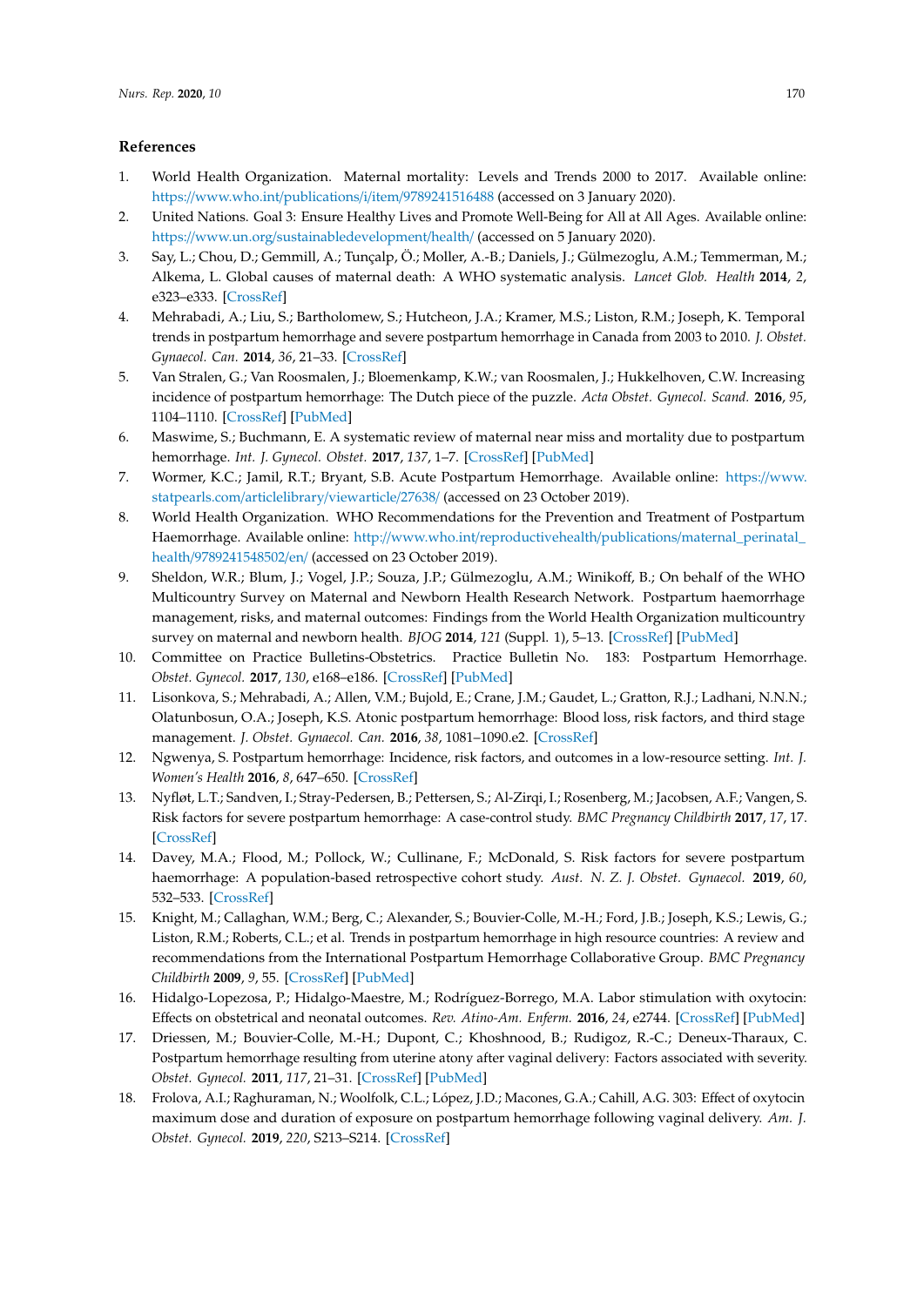## References

1. World Health Organization. Maternal mortality: Levels and Trends 2000 to 2017. Available online: https://www.who.int/publications/i/item/9789241516488 (accessed on 3 January 2020).
2. United Nations. Goal 3: Ensure Healthy Lives and Promote Well-Being for All at All Ages. Available online: https://www.un.org/sustainabledevelopment/health/ (accessed on 5 January 2020).
3. Say, L.; Chou, D.; Gemmill, A.; Tunçalp, Ö.; Moller, A.-B.; Daniels, J.; Gülmezoglu, A.M.; Temmerman, M.; Alkema, L. Global causes of maternal death: A WHO systematic analysis. *Lancet Glob. Health* **2014**, *2*, e323–e333. [CrossRef]
4. Mehrabadi, A.; Liu, S.; Bartholomew, S.; Hutcheon, J.A.; Kramer, M.S.; Liston, R.M.; Joseph, K. Temporal trends in postpartum hemorrhage and severe postpartum hemorrhage in Canada from 2003 to 2010. *J. Obstet. Gynaecol. Can.* **2014**, *36*, 21–33. [CrossRef]
5. Van Stralen, G.; Van Roosmalen, J.; Bloemenkamp, K.W.; van Roosmalen, J.; Hukkelhoven, C.W. Increasing incidence of postpartum hemorrhage: The Dutch piece of the puzzle. *Acta Obstet. Gynecol. Scand.* **2016**, *95*, 1104–1110. [CrossRef] [PubMed]
6. Maswime, S.; Buchmann, E. A systematic review of maternal near miss and mortality due to postpartum hemorrhage. *Int. J. Gynecol. Obstet.* **2017**, *137*, 1–7. [CrossRef] [PubMed]
7. Wormer, K.C.; Jamil, R.T.; Bryant, S.B. Acute Postpartum Hemorrhage. Available online: https://www.statpearls.com/articlelibrary/viewarticle/27638/ (accessed on 23 October 2019).
8. World Health Organization. WHO Recommendations for the Prevention and Treatment of Postpartum Haemorrhage. Available online: http://www.who.int/reproductivehealth/publications/maternal_perinatal_health/9789241548502/en/ (accessed on 23 October 2019).
9. Sheldon, W.R.; Blum, J.; Vogel, J.P.; Souza, J.P.; Gülmezoglu, A.M.; Winikoff, B.; On behalf of the WHO Multicountry Survey on Maternal and Newborn Health Research Network. Postpartum haemorrhage management, risks, and maternal outcomes: Findings from the World Health Organization multicountry survey on maternal and newborn health. *BJOG* **2014**, *121* (Suppl. 1), 5–13. [CrossRef] [PubMed]
10. Committee on Practice Bulletins-Obstetrics. Practice Bulletin No. 183: Postpartum Hemorrhage. *Obstet. Gynecol.* **2017**, *130*, e168–e186. [CrossRef] [PubMed]
11. Lisonkova, S.; Mehrabadi, A.; Allen, V.M.; Bujold, E.; Crane, J.M.; Gaudet, L.; Gratton, R.J.; Ladhani, N.N.N.; Olatunbosun, O.A.; Joseph, K.S. Atonic postpartum hemorrhage: Blood loss, risk factors, and third stage management. *J. Obstet. Gynaecol. Can.* **2016**, *38*, 1081–1090.e2. [CrossRef]
12. Ngwenya, S. Postpartum hemorrhage: Incidence, risk factors, and outcomes in a low-resource setting. *Int. J. Women's Health* **2016**, *8*, 647–650. [CrossRef]
13. Nyfløt, L.T.; Sandven, I.; Stray-Pedersen, B.; Pettersen, S.; Al-Zirqi, I.; Rosenberg, M.; Jacobsen, A.F.; Vangen, S. Risk factors for severe postpartum hemorrhage: A case-control study. *BMC Pregnancy Childbirth* **2017**, *17*, 17. [CrossRef]
14. Davey, M.A.; Flood, M.; Pollock, W.; Cullinane, F.; McDonald, S. Risk factors for severe postpartum haemorrhage: A population-based retrospective cohort study. *Aust. N. Z. J. Obstet. Gynaecol.* **2019**, *60*, 532–533. [CrossRef]
15. Knight, M.; Callaghan, W.M.; Berg, C.; Alexander, S.; Bouvier-Colle, M.-H.; Ford, J.B.; Joseph, K.S.; Lewis, G.; Liston, R.M.; Roberts, C.L.; et al. Trends in postpartum hemorrhage in high resource countries: A review and recommendations from the International Postpartum Hemorrhage Collaborative Group. *BMC Pregnancy Childbirth* **2009**, *9*, 55. [CrossRef] [PubMed]
16. Hidalgo-Lopezosa, P.; Hidalgo-Maestre, M.; Rodríguez-Borrego, M.A. Labor stimulation with oxytocin: Effects on obstetrical and neonatal outcomes. *Rev. Atino-Am. Enferm.* **2016**, *24*, e2744. [CrossRef] [PubMed]
17. Driessen, M.; Bouvier-Colle, M.-H.; Dupont, C.; Khoshnood, B.; Rudigoz, R.-C.; Deneux-Tharaux, C. Postpartum hemorrhage resulting from uterine atony after vaginal delivery: Factors associated with severity. *Obstet. Gynecol.* **2011**, *117*, 21–31. [CrossRef] [PubMed]
18. Frolova, A.I.; Raghuraman, N.; Woolfolk, C.L.; López, J.D.; Macones, G.A.; Cahill, A.G. 303: Effect of oxytocin maximum dose and duration of exposure on postpartum hemorrhage following vaginal delivery. *Am. J. Obstet. Gynecol.* **2019**, *220*, S213–S214. [CrossRef]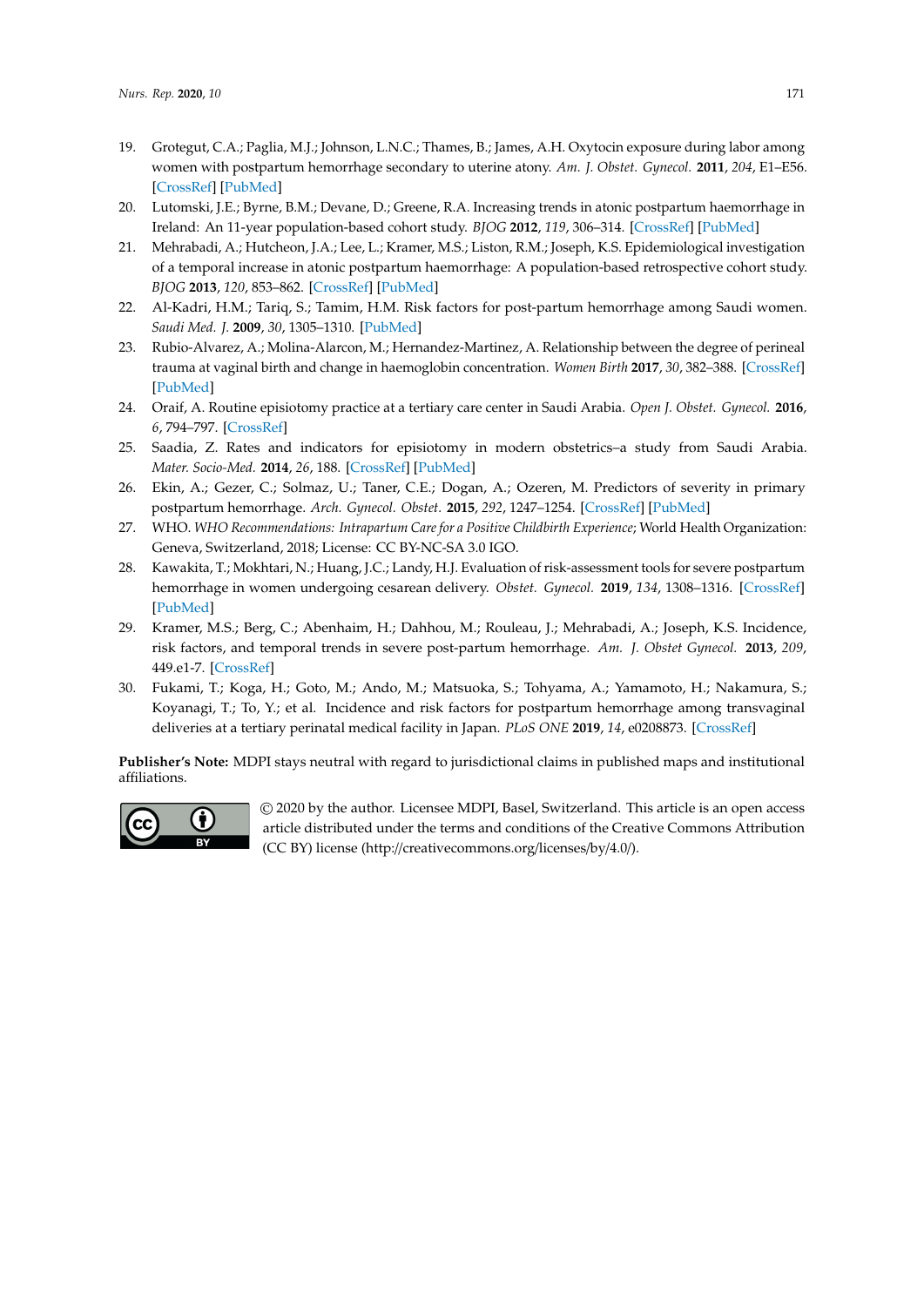19. Grotegut, C.A.; Paglia, M.J.; Johnson, L.N.C.; Thames, B.; James, A.H. Oxytocin exposure during labor among women with postpartum hemorrhage secondary to uterine atony. *Am. J. Obstet. Gynecol.* **2011**, *204*, E1–E56. [CrossRef] [PubMed]
20. Lutomski, J.E.; Byrne, B.M.; Devane, D.; Greene, R.A. Increasing trends in atonic postpartum haemorrhage in Ireland: An 11-year population-based cohort study. *BJOG* **2012**, *119*, 306–314. [CrossRef] [PubMed]
21. Mehrabadi, A.; Hutcheon, J.A.; Lee, L.; Kramer, M.S.; Liston, R.M.; Joseph, K.S. Epidemiological investigation of a temporal increase in atonic postpartum haemorrhage: A population-based retrospective cohort study. *BJOG* **2013**, *120*, 853–862. [CrossRef] [PubMed]
22. Al-Kadri, H.M.; Tariq, S.; Tamim, H.M. Risk factors for post-partum hemorrhage among Saudi women. *Saudi Med. J.* **2009**, *30*, 1305–1310. [PubMed]
23. Rubio-Alvarez, A.; Molina-Alarcon, M.; Hernandez-Martinez, A. Relationship between the degree of perineal trauma at vaginal birth and change in haemoglobin concentration. *Women Birth* **2017**, *30*, 382–388. [CrossRef] [PubMed]
24. Oraif, A. Routine episiotomy practice at a tertiary care center in Saudi Arabia. *Open J. Obstet. Gynecol.* **2016**, *6*, 794–797. [CrossRef]
25. Saadia, Z. Rates and indicators for episiotomy in modern obstetrics–a study from Saudi Arabia. *Mater. Socio-Med.* **2014**, *26*, 188. [CrossRef] [PubMed]
26. Ekin, A.; Gezer, C.; Solmaz, U.; Taner, C.E.; Dogan, A.; Ozeren, M. Predictors of severity in primary postpartum hemorrhage. *Arch. Gynecol. Obstet.* **2015**, *292*, 1247–1254. [CrossRef] [PubMed]
27. WHO. *WHO Recommendations: Intrapartum Care for a Positive Childbirth Experience*; World Health Organization: Geneva, Switzerland, 2018; License: CC BY-NC-SA 3.0 IGO.
28. Kawakita, T.; Mokhtari, N.; Huang, J.C.; Landy, H.J. Evaluation of risk-assessment tools for severe postpartum hemorrhage in women undergoing cesarean delivery. *Obstet. Gynecol.* **2019**, *134*, 1308–1316. [CrossRef] [PubMed]
29. Kramer, M.S.; Berg, C.; Abenhaim, H.; Dahhou, M.; Rouleau, J.; Mehrabadi, A.; Joseph, K.S. Incidence, risk factors, and temporal trends in severe post-partum hemorrhage. *Am. J. Obstet Gynecol.* **2013**, *209*, 449.e1-7. [CrossRef]
30. Fukami, T.; Koga, H.; Goto, M.; Ando, M.; Matsuoka, S.; Tohyama, A.; Yamamoto, H.; Nakamura, S.; Koyanagi, T.; To, Y.; et al. Incidence and risk factors for postpartum hemorrhage among transvaginal deliveries at a tertiary perinatal medical facility in Japan. *PLoS ONE* **2019**, *14*, e0208873. [CrossRef]

**Publisher's Note:** MDPI stays neutral with regard to jurisdictional claims in published maps and institutional affiliations.

© 2020 by the author. Licensee MDPI, Basel, Switzerland. This article is an open access article distributed under the terms and conditions of the Creative Commons Attribution (CC BY) license (http://creativecommons.org/licenses/by/4.0/).